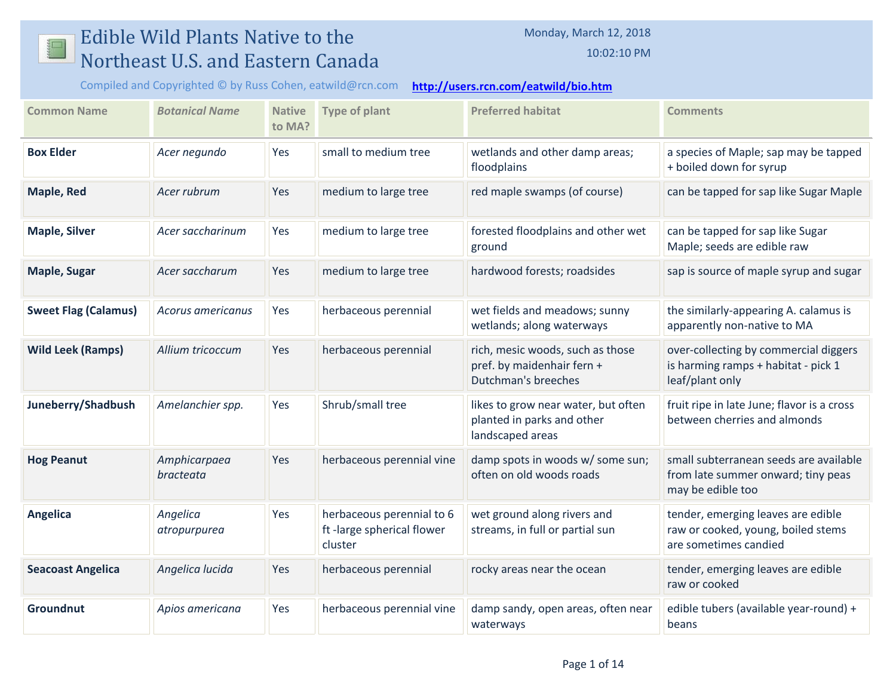# Edible Wild Plants Native to the Northeast U.S. and Eastern Canada

Monday, March 12, 2018

10:02:10 PM

Compiled and Copyrighted © by Russ Cohen, eatwild@rcn.com http://users.rcn.com/eatwild/bio.htm

| Common Name | *Botanical Name* | Native to MA? | Type of plant | Preferred habitat | Comments |
|---|---|---|---|---|---|
| **Box Elder** | *Acer negundo* | Yes | small to medium tree | wetlands and other damp areas; floodplains | a species of Maple; sap may be tapped + boiled down for syrup |
| **Maple, Red** | *Acer rubrum* | Yes | medium to large tree | red maple swamps (of course) | can be tapped for sap like Sugar Maple |
| **Maple, Silver** | *Acer saccharinum* | Yes | medium to large tree | forested floodplains and other wet ground | can be tapped for sap like Sugar Maple; seeds are edible raw |
| **Maple, Sugar** | *Acer saccharum* | Yes | medium to large tree | hardwood forests; roadsides | sap is source of maple syrup and sugar |
| **Sweet Flag (Calamus)** | *Acorus americanus* | Yes | herbaceous perennial | wet fields and meadows; sunny wetlands; along waterways | the similarly-appearing A. calamus is apparently non-native to MA |
| **Wild Leek (Ramps)** | *Allium tricoccum* | Yes | herbaceous perennial | rich, mesic woods, such as those pref. by maidenhair fern + Dutchman's breeches | over-collecting by commercial diggers is harming ramps + habitat - pick 1 leaf/plant only |
| **Juneberry/Shadbush** | *Amelanchier spp.* | Yes | Shrub/small tree | likes to grow near water, but often planted in parks and other landscaped areas | fruit ripe in late June; flavor is a cross between cherries and almonds |
| **Hog Peanut** | *Amphicarpaea bracteata* | Yes | herbaceous perennial vine | damp spots in woods w/ some sun; often on old woods roads | small subterranean seeds are available from late summer onward; tiny peas may be edible too |
| **Angelica** | *Angelica atropurpurea* | Yes | herbaceous perennial to 6 ft -large spherical flower cluster | wet ground along rivers and streams, in full or partial sun | tender, emerging leaves are edible raw or cooked, young, boiled stems are sometimes candied |
| **Seacoast Angelica** | *Angelica lucida* | Yes | herbaceous perennial | rocky areas near the ocean | tender, emerging leaves are edible raw or cooked |
| **Groundnut** | *Apios americana* | Yes | herbaceous perennial vine | damp sandy, open areas, often near waterways | edible tubers (available year-round) + beans |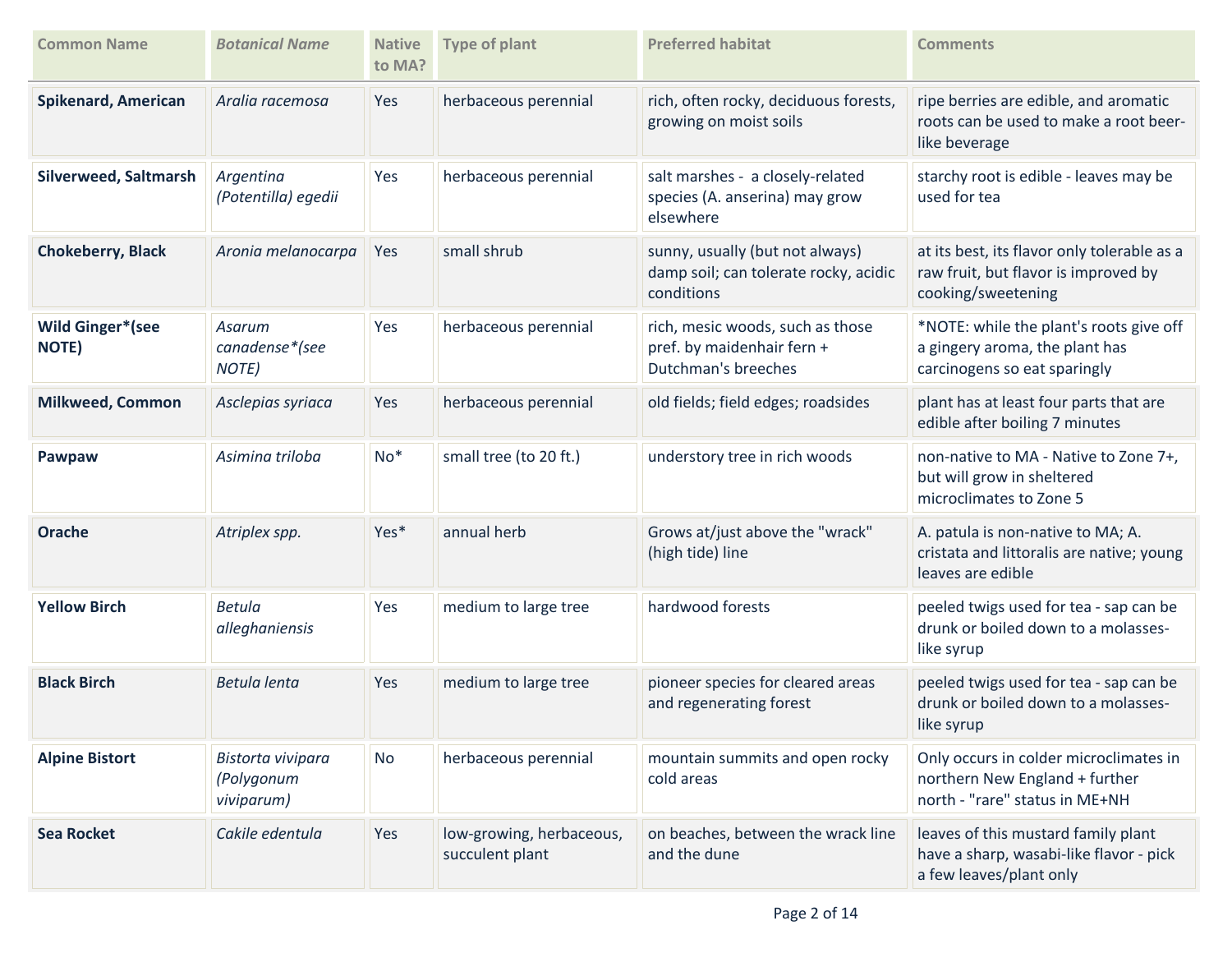| Common Name | *Botanical Name* | Native to MA? | Type of plant | Preferred habitat | Comments |
|---|---|---|---|---|---|
| **Spikenard, American** | *Aralia racemosa* | Yes | herbaceous perennial | rich, often rocky, deciduous forests, growing on moist soils | ripe berries are edible, and aromatic roots can be used to make a root beer-like beverage |
| **Silverweed, Saltmarsh** | *Argentina (Potentilla) egedii* | Yes | herbaceous perennial | salt marshes - a closely-related species (A. anserina) may grow elsewhere | starchy root is edible - leaves may be used for tea |
| **Chokeberry, Black** | *Aronia melanocarpa* | Yes | small shrub | sunny, usually (but not always) damp soil; can tolerate rocky, acidic conditions | at its best, its flavor only tolerable as a raw fruit, but flavor is improved by cooking/sweetening |
| **Wild Ginger*(see NOTE)** | *Asarum canadense*(see NOTE)* | Yes | herbaceous perennial | rich, mesic woods, such as those pref. by maidenhair fern + Dutchman's breeches | *NOTE: while the plant's roots give off a gingery aroma, the plant has carcinogens so eat sparingly |
| **Milkweed, Common** | *Asclepias syriaca* | Yes | herbaceous perennial | old fields; field edges; roadsides | plant has at least four parts that are edible after boiling 7 minutes |
| **Pawpaw** | *Asimina triloba* | No* | small tree (to 20 ft.) | understory tree in rich woods | non-native to MA - Native to Zone 7+, but will grow in sheltered microclimates to Zone 5 |
| **Orache** | *Atriplex spp.* | Yes* | annual herb | Grows at/just above the "wrack" (high tide) line | A. patula is non-native to MA; A. cristata and littoralis are native; young leaves are edible |
| **Yellow Birch** | *Betula alleghaniensis* | Yes | medium to large tree | hardwood forests | peeled twigs used for tea - sap can be drunk or boiled down to a molasses-like syrup |
| **Black Birch** | *Betula lenta* | Yes | medium to large tree | pioneer species for cleared areas and regenerating forest | peeled twigs used for tea - sap can be drunk or boiled down to a molasses-like syrup |
| **Alpine Bistort** | *Bistorta vivipara (Polygonum viviparum)* | No | herbaceous perennial | mountain summits and open rocky cold areas | Only occurs in colder microclimates in northern New England + further north - "rare" status in ME+NH |
| **Sea Rocket** | *Cakile edentula* | Yes | low-growing, herbaceous, succulent plant | on beaches, between the wrack line and the dune | leaves of this mustard family plant have a sharp, wasabi-like flavor - pick a few leaves/plant only |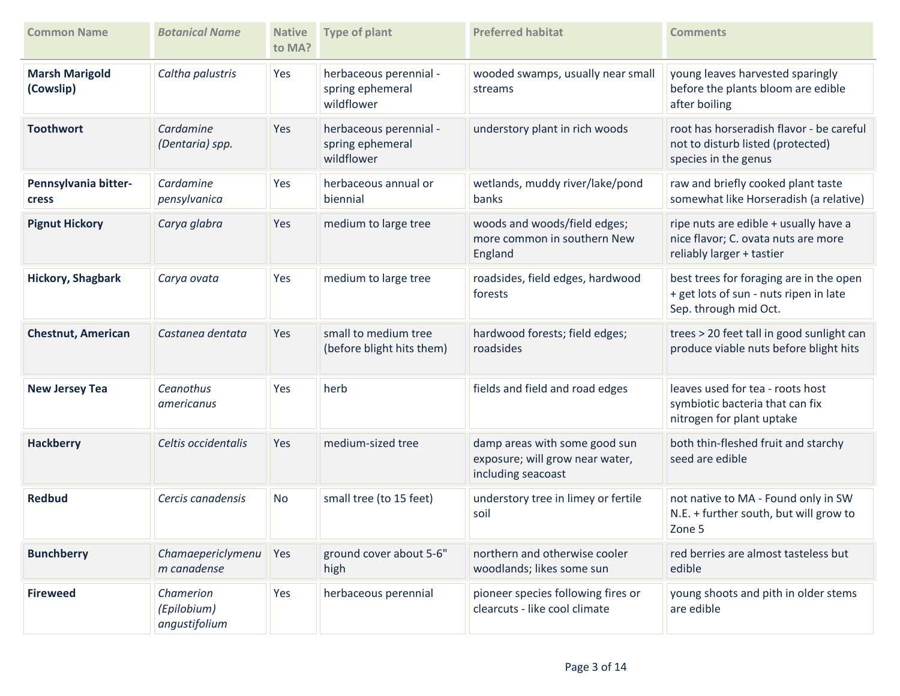| Common Name | *Botanical Name* | Native to MA? | Type of plant | Preferred habitat | Comments |
|---|---|---|---|---|---|
| **Marsh Marigold (Cowslip)** | *Caltha palustris* | Yes | herbaceous perennial - spring ephemeral wildflower | wooded swamps, usually near small streams | young leaves harvested sparingly before the plants bloom are edible after boiling |
| **Toothwort** | *Cardamine (Dentaria) spp.* | Yes | herbaceous perennial - spring ephemeral wildflower | understory plant in rich woods | root has horseradish flavor - be careful not to disturb listed (protected) species in the genus |
| **Pennsylvania bitter-cress** | *Cardamine pensylvanica* | Yes | herbaceous annual or biennial | wetlands, muddy river/lake/pond banks | raw and briefly cooked plant taste somewhat like Horseradish (a relative) |
| **Pignut Hickory** | *Carya glabra* | Yes | medium to large tree | woods and woods/field edges; more common in southern New England | ripe nuts are edible + usually have a nice flavor; C. ovata nuts are more reliably larger + tastier |
| **Hickory, Shagbark** | *Carya ovata* | Yes | medium to large tree | roadsides, field edges, hardwood forests | best trees for foraging are in the open + get lots of sun - nuts ripen in late Sep. through mid Oct. |
| **Chestnut, American** | *Castanea dentata* | Yes | small to medium tree (before blight hits them) | hardwood forests; field edges; roadsides | trees > 20 feet tall in good sunlight can produce viable nuts before blight hits |
| **New Jersey Tea** | *Ceanothus americanus* | Yes | herb | fields and field and road edges | leaves used for tea - roots host symbiotic bacteria that can fix nitrogen for plant uptake |
| **Hackberry** | *Celtis occidentalis* | Yes | medium-sized tree | damp areas with some good sun exposure; will grow near water, including seacoast | both thin-fleshed fruit and starchy seed are edible |
| **Redbud** | *Cercis canadensis* | No | small tree (to 15 feet) | understory tree in limey or fertile soil | not native to MA - Found only in SW N.E. + further south, but will grow to Zone 5 |
| **Bunchberry** | *Chamaepericlymenum canadense* | Yes | ground cover about 5-6" high | northern and otherwise cooler woodlands; likes some sun | red berries are almost tasteless but edible |
| **Fireweed** | *Chamerion (Epilobium) angustifolium* | Yes | herbaceous perennial | pioneer species following fires or clearcuts - like cool climate | young shoots and pith in older stems are edible |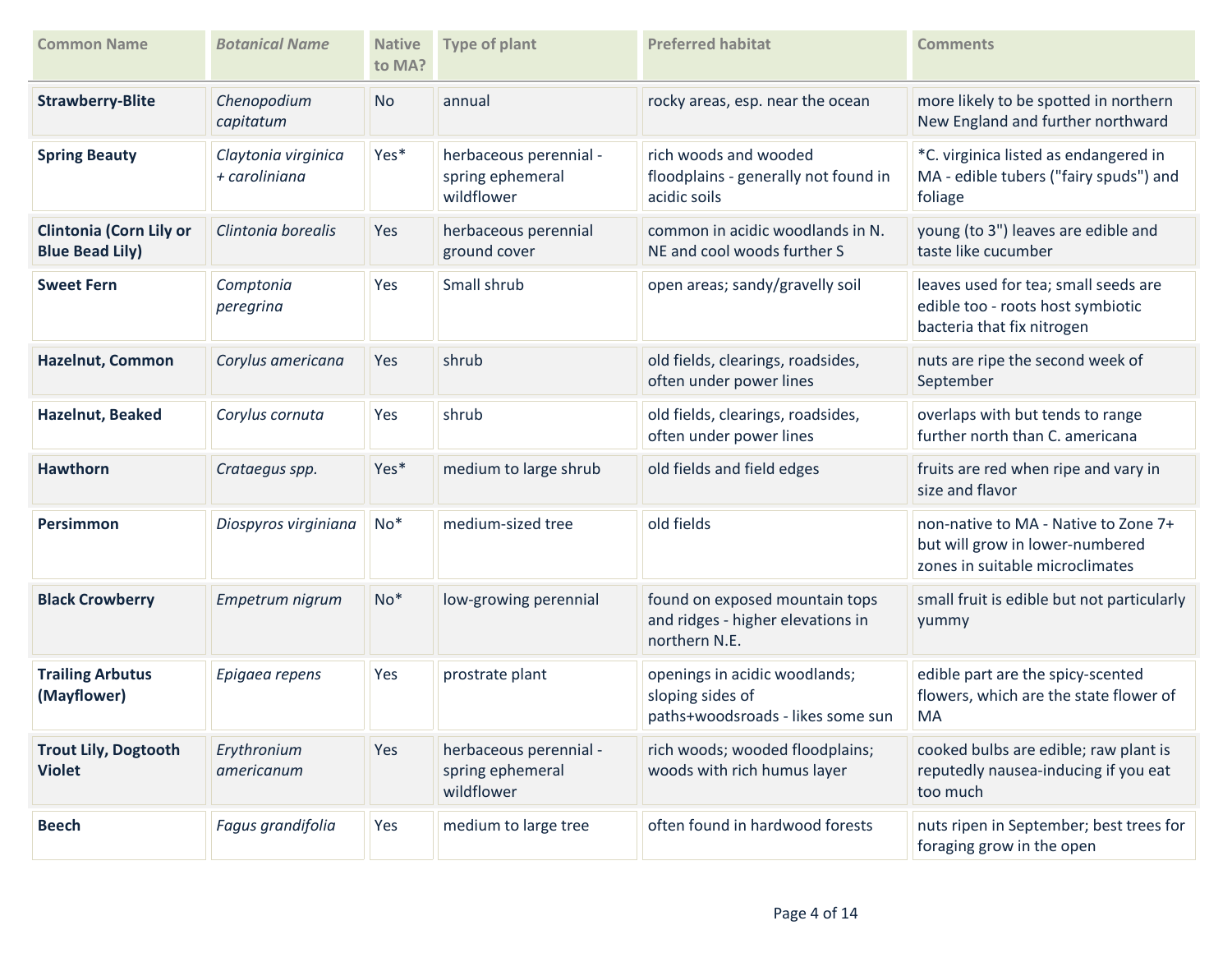| Common Name | *Botanical Name* | Native to MA? | Type of plant | Preferred habitat | Comments |
|---|---|---|---|---|---|
| **Strawberry-Blite** | *Chenopodium capitatum* | No | annual | rocky areas, esp. near the ocean | more likely to be spotted in northern New England and further northward |
| **Spring Beauty** | *Claytonia virginica + caroliniana* | Yes* | herbaceous perennial - spring ephemeral wildflower | rich woods and wooded floodplains - generally not found in acidic soils | *C. virginica listed as endangered in MA - edible tubers ("fairy spuds") and foliage |
| **Clintonia (Corn Lily or Blue Bead Lily)** | *Clintonia borealis* | Yes | herbaceous perennial ground cover | common in acidic woodlands in N. NE and cool woods further S | young (to 3") leaves are edible and taste like cucumber |
| **Sweet Fern** | *Comptonia peregrina* | Yes | Small shrub | open areas; sandy/gravelly soil | leaves used for tea; small seeds are edible too - roots host symbiotic bacteria that fix nitrogen |
| **Hazelnut, Common** | *Corylus americana* | Yes | shrub | old fields, clearings, roadsides, often under power lines | nuts are ripe the second week of September |
| **Hazelnut, Beaked** | *Corylus cornuta* | Yes | shrub | old fields, clearings, roadsides, often under power lines | overlaps with but tends to range further north than C. americana |
| **Hawthorn** | *Crataegus spp.* | Yes* | medium to large shrub | old fields and field edges | fruits are red when ripe and vary in size and flavor |
| **Persimmon** | *Diospyros virginiana* | No* | medium-sized tree | old fields | non-native to MA - Native to Zone 7+ but will grow in lower-numbered zones in suitable microclimates |
| **Black Crowberry** | *Empetrum nigrum* | No* | low-growing perennial | found on exposed mountain tops and ridges - higher elevations in northern N.E. | small fruit is edible but not particularly yummy |
| **Trailing Arbutus (Mayflower)** | *Epigaea repens* | Yes | prostrate plant | openings in acidic woodlands; sloping sides of paths+woodsroads - likes some sun | edible part are the spicy-scented flowers, which are the state flower of MA |
| **Trout Lily, Dogtooth Violet** | *Erythronium americanum* | Yes | herbaceous perennial - spring ephemeral wildflower | rich woods; wooded floodplains; woods with rich humus layer | cooked bulbs are edible; raw plant is reputedly nausea-inducing if you eat too much |
| **Beech** | *Fagus grandifolia* | Yes | medium to large tree | often found in hardwood forests | nuts ripen in September; best trees for foraging grow in the open |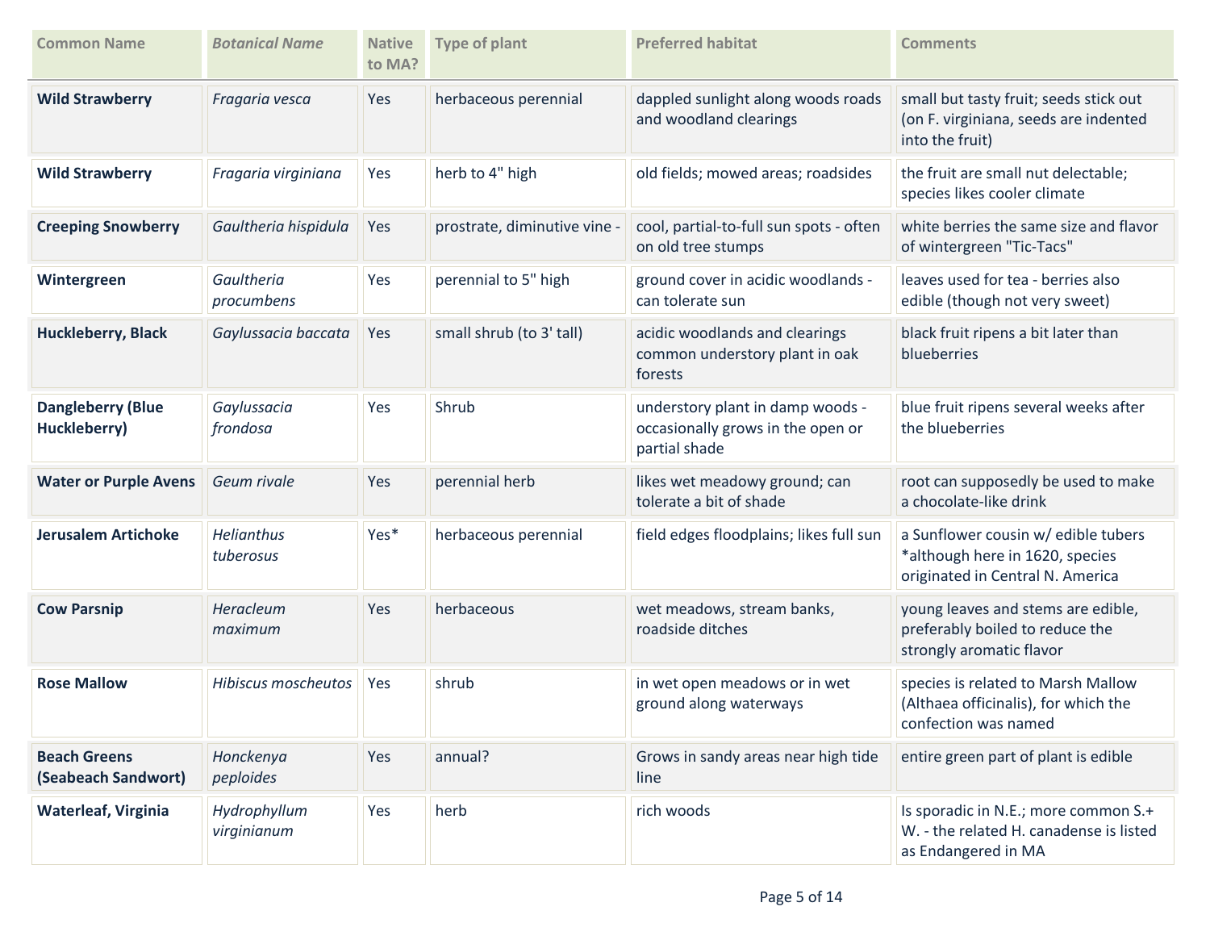| Common Name | *Botanical Name* | Native to MA? | Type of plant | Preferred habitat | Comments |
|---|---|---|---|---|---|
| **Wild Strawberry** | *Fragaria vesca* | Yes | herbaceous perennial | dappled sunlight along woods roads and woodland clearings | small but tasty fruit; seeds stick out (on F. virginiana, seeds are indented into the fruit) |
| **Wild Strawberry** | *Fragaria virginiana* | Yes | herb to 4" high | old fields; mowed areas; roadsides | the fruit are small nut delectable; species likes cooler climate |
| **Creeping Snowberry** | *Gaultheria hispidula* | Yes | prostrate, diminutive vine - | cool, partial-to-full sun spots - often on old tree stumps | white berries the same size and flavor of wintergreen "Tic-Tacs" |
| **Wintergreen** | *Gaultheria procumbens* | Yes | perennial to 5" high | ground cover in acidic woodlands - can tolerate sun | leaves used for tea - berries also edible (though not very sweet) |
| **Huckleberry, Black** | *Gaylussacia baccata* | Yes | small shrub (to 3' tall) | acidic woodlands and clearings common understory plant in oak forests | black fruit ripens a bit later than blueberries |
| **Dangleberry (Blue Huckleberry)** | *Gaylussacia frondosa* | Yes | Shrub | understory plant in damp woods - occasionally grows in the open or partial shade | blue fruit ripens several weeks after the blueberries |
| **Water or Purple Avens** | *Geum rivale* | Yes | perennial herb | likes wet meadowy ground; can tolerate a bit of shade | root can supposedly be used to make a chocolate-like drink |
| **Jerusalem Artichoke** | *Helianthus tuberosus* | Yes* | herbaceous perennial | field edges floodplains; likes full sun | a Sunflower cousin w/ edible tubers *although here in 1620, species originated in Central N. America |
| **Cow Parsnip** | *Heracleum maximum* | Yes | herbaceous | wet meadows, stream banks, roadside ditches | young leaves and stems are edible, preferably boiled to reduce the strongly aromatic flavor |
| **Rose Mallow** | *Hibiscus moscheutos* | Yes | shrub | in wet open meadows or in wet ground along waterways | species is related to Marsh Mallow (Althaea officinalis), for which the confection was named |
| **Beach Greens (Seabeach Sandwort)** | *Honckenya peploides* | Yes | annual? | Grows in sandy areas near high tide line | entire green part of plant is edible |
| **Waterleaf, Virginia** | *Hydrophyllum virginianum* | Yes | herb | rich woods | Is sporadic in N.E.; more common S.+ W. - the related H. canadense is listed as Endangered in MA |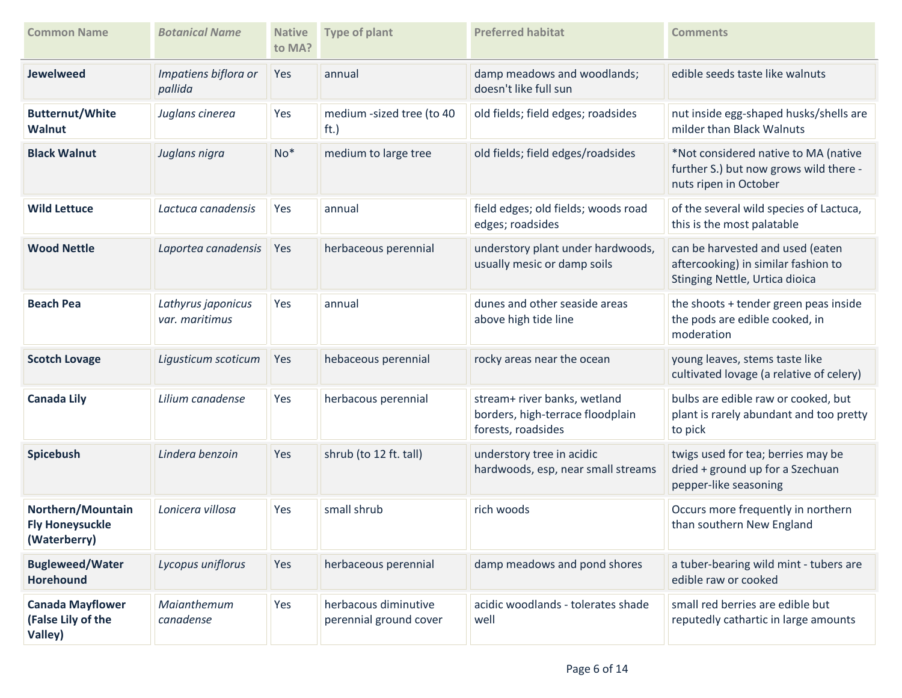| Common Name | *Botanical Name* | Native to MA? | Type of plant | Preferred habitat | Comments |
|---|---|---|---|---|---|
| **Jewelweed** | *Impatiens biflora or pallida* | Yes | annual | damp meadows and woodlands; doesn't like full sun | edible seeds taste like walnuts |
| **Butternut/White Walnut** | *Juglans cinerea* | Yes | medium -sized tree (to 40 ft.) | old fields; field edges; roadsides | nut inside egg-shaped husks/shells are milder than Black Walnuts |
| **Black Walnut** | *Juglans nigra* | No* | medium to large tree | old fields; field edges/roadsides | *Not considered native to MA (native further S.) but now grows wild there - nuts ripen in October |
| **Wild Lettuce** | *Lactuca canadensis* | Yes | annual | field edges; old fields; woods road edges; roadsides | of the several wild species of Lactuca, this is the most palatable |
| **Wood Nettle** | *Laportea canadensis* | Yes | herbaceous perennial | understory plant under hardwoods, usually mesic or damp soils | can be harvested and used (eaten aftercooking) in similar fashion to Stinging Nettle, Urtica dioica |
| **Beach Pea** | *Lathyrus japonicus var. maritimus* | Yes | annual | dunes and other seaside areas above high tide line | the shoots + tender green peas inside the pods are edible cooked, in moderation |
| **Scotch Lovage** | *Ligusticum scoticum* | Yes | hebaceous perennial | rocky areas near the ocean | young leaves, stems taste like cultivated lovage (a relative of celery) |
| **Canada Lily** | *Lilium canadense* | Yes | herbacous perennial | stream+ river banks, wetland borders, high-terrace floodplain forests, roadsides | bulbs are edible raw or cooked, but plant is rarely abundant and too pretty to pick |
| **Spicebush** | *Lindera benzoin* | Yes | shrub (to 12 ft. tall) | understory tree in acidic hardwoods, esp, near small streams | twigs used for tea; berries may be dried + ground up for a Szechuan pepper-like seasoning |
| **Northern/Mountain Fly Honeysuckle (Waterberry)** | *Lonicera villosa* | Yes | small shrub | rich woods | Occurs more frequently in northern than southern New England |
| **Bugleweed/Water Horehound** | *Lycopus uniflorus* | Yes | herbaceous perennial | damp meadows and pond shores | a tuber-bearing wild mint - tubers are edible raw or cooked |
| **Canada Mayflower (False Lily of the Valley)** | *Maianthemum canadense* | Yes | herbacous diminutive perennial ground cover | acidic woodlands - tolerates shade well | small red berries are edible but reputedly cathartic in large amounts |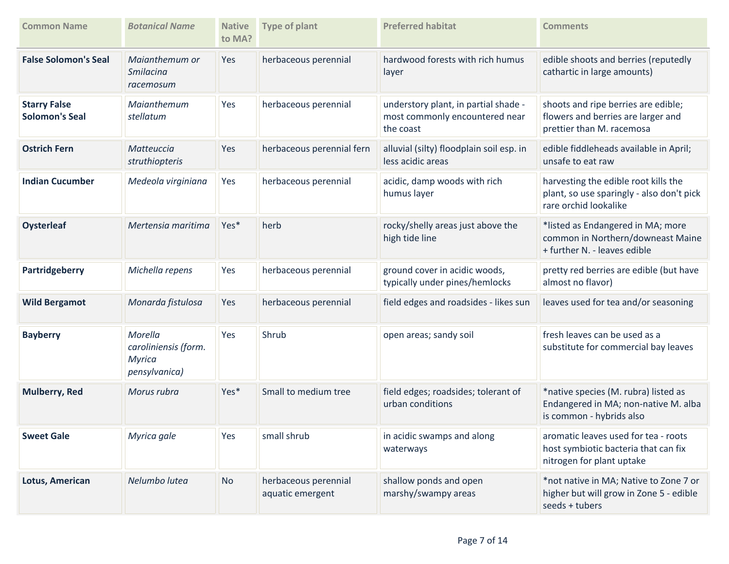| Common Name | *Botanical Name* | Native to MA? | Type of plant | Preferred habitat | Comments |
|---|---|---|---|---|---|
| **False Solomon's Seal** | *Maianthemum or Smilacina racemosum* | Yes | herbaceous perennial | hardwood forests with rich humus layer | edible shoots and berries (reputedly cathartic in large amounts) |
| **Starry False Solomon's Seal** | *Maianthemum stellatum* | Yes | herbaceous perennial | understory plant, in partial shade - most commonly encountered near the coast | shoots and ripe berries are edible; flowers and berries are larger and prettier than M. racemosa |
| **Ostrich Fern** | *Matteuccia struthiopteris* | Yes | herbaceous perennial fern | alluvial (silty) floodplain soil esp. in less acidic areas | edible fiddleheads available in April; unsafe to eat raw |
| **Indian Cucumber** | *Medeola virginiana* | Yes | herbaceous perennial | acidic, damp woods with rich humus layer | harvesting the edible root kills the plant, so use sparingly - also don't pick rare orchid lookalike |
| **Oysterleaf** | *Mertensia maritima* | Yes* | herb | rocky/shelly areas just above the high tide line | *listed as Endangered in MA; more common in Northern/downeast Maine + further N. - leaves edible |
| **Partridgeberry** | *Michella repens* | Yes | herbaceous perennial | ground cover in acidic woods, typically under pines/hemlocks | pretty red berries are edible (but have almost no flavor) |
| **Wild Bergamot** | *Monarda fistulosa* | Yes | herbaceous perennial | field edges and roadsides - likes sun | leaves used for tea and/or seasoning |
| **Bayberry** | *Morella caroliniensis (form. Myrica pensylvanica)* | Yes | Shrub | open areas; sandy soil | fresh leaves can be used as a substitute for commercial bay leaves |
| **Mulberry, Red** | *Morus rubra* | Yes* | Small to medium tree | field edges; roadsides; tolerant of urban conditions | *native species (M. rubra) listed as Endangered in MA; non-native M. alba is common - hybrids also |
| **Sweet Gale** | *Myrica gale* | Yes | small shrub | in acidic swamps and along waterways | aromatic leaves used for tea - roots host symbiotic bacteria that can fix nitrogen for plant uptake |
| **Lotus, American** | *Nelumbo lutea* | No | herbaceous perennial aquatic emergent | shallow ponds and open marshy/swampy areas | *not native in MA; Native to Zone 7 or higher but will grow in Zone 5 - edible seeds + tubers |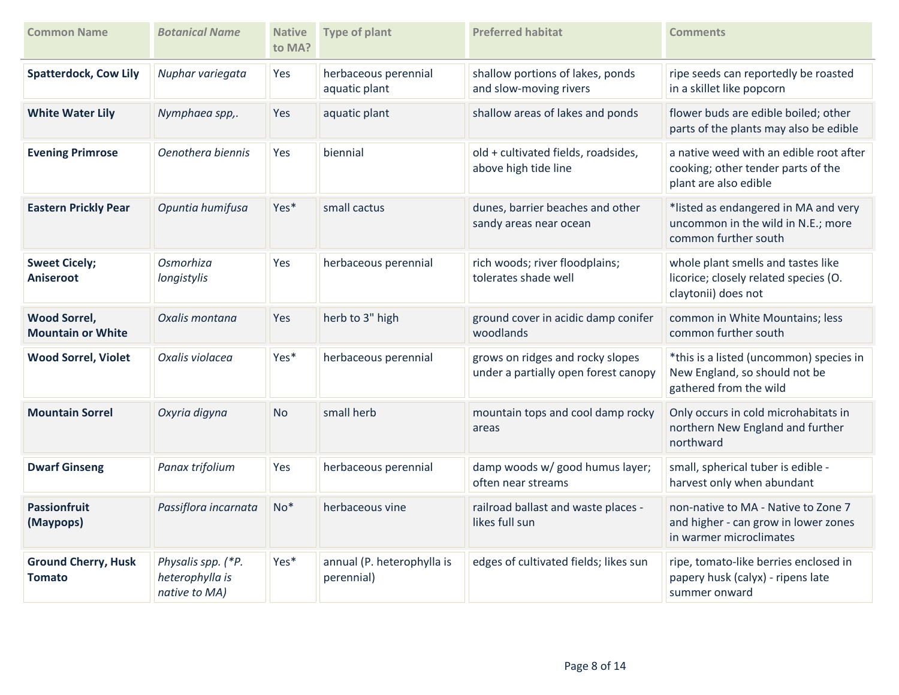| Common Name | *Botanical Name* | Native to MA? | Type of plant | Preferred habitat | Comments |
|---|---|---|---|---|---|
| **Spatterdock, Cow Lily** | *Nuphar variegata* | Yes | herbaceous perennial aquatic plant | shallow portions of lakes, ponds and slow-moving rivers | ripe seeds can reportedly be roasted in a skillet like popcorn |
| **White Water Lily** | *Nymphaea spp,.* | Yes | aquatic plant | shallow areas of lakes and ponds | flower buds are edible boiled; other parts of the plants may also be edible |
| **Evening Primrose** | *Oenothera biennis* | Yes | biennial | old + cultivated fields, roadsides, above high tide line | a native weed with an edible root after cooking; other tender parts of the plant are also edible |
| **Eastern Prickly Pear** | *Opuntia humifusa* | Yes* | small cactus | dunes, barrier beaches and other sandy areas near ocean | *listed as endangered in MA and very uncommon in the wild in N.E.; more common further south |
| **Sweet Cicely; Aniseroot** | *Osmorhiza longistylis* | Yes | herbaceous perennial | rich woods; river floodplains; tolerates shade well | whole plant smells and tastes like licorice; closely related species (O. claytonii) does not |
| **Wood Sorrel, Mountain or White** | *Oxalis montana* | Yes | herb to 3" high | ground cover in acidic damp conifer woodlands | common in White Mountains; less common further south |
| **Wood Sorrel, Violet** | *Oxalis violacea* | Yes* | herbaceous perennial | grows on ridges and rocky slopes under a partially open forest canopy | *this is a listed (uncommon) species in New England, so should not be gathered from the wild |
| **Mountain Sorrel** | *Oxyria digyna* | No | small herb | mountain tops and cool damp rocky areas | Only occurs in cold microhabitats in northern New England and further northward |
| **Dwarf Ginseng** | *Panax trifolium* | Yes | herbaceous perennial | damp woods w/ good humus layer; often near streams | small, spherical tuber is edible - harvest only when abundant |
| **Passionfruit (Maypops)** | *Passiflora incarnata* | No* | herbaceous vine | railroad ballast and waste places - likes full sun | non-native to MA - Native to Zone 7 and higher - can grow in lower zones in warmer microclimates |
| **Ground Cherry, Husk Tomato** | *Physalis spp. (*P. heterophylla is native to MA)* | Yes* | annual (P. heterophylla is perennial) | edges of cultivated fields; likes sun | ripe, tomato-like berries enclosed in papery husk (calyx) - ripens late summer onward |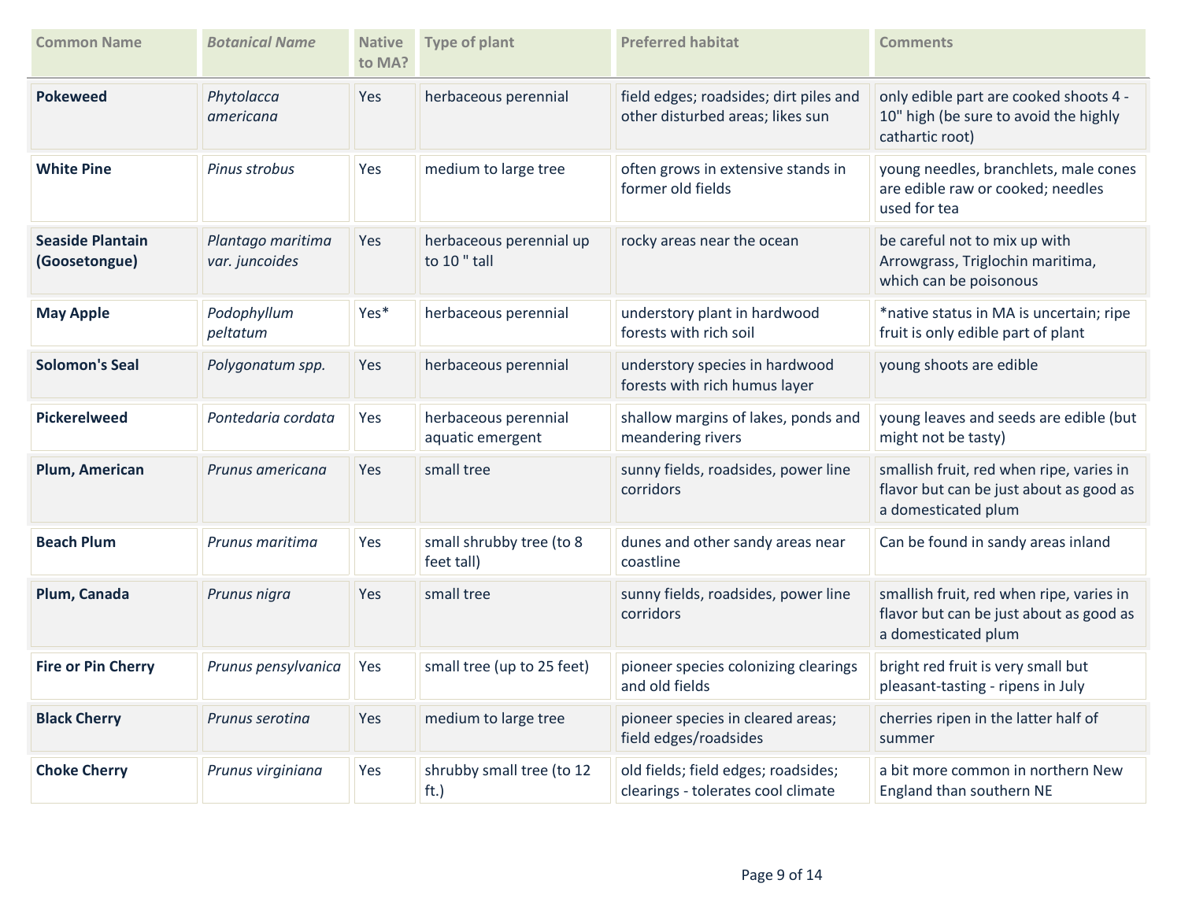| Common Name | *Botanical Name* | Native to MA? | Type of plant | Preferred habitat | Comments |
|---|---|---|---|---|---|
| **Pokeweed** | *Phytolacca americana* | Yes | herbaceous perennial | field edges; roadsides; dirt piles and other disturbed areas; likes sun | only edible part are cooked shoots 4 - 10" high (be sure to avoid the highly cathartic root) |
| **White Pine** | *Pinus strobus* | Yes | medium to large tree | often grows in extensive stands in former old fields | young needles, branchlets, male cones are edible raw or cooked; needles used for tea |
| **Seaside Plantain (Goosetongue)** | *Plantago maritima var. juncoides* | Yes | herbaceous perennial up to 10 " tall | rocky areas near the ocean | be careful not to mix up with Arrowgrass, Triglochin maritima, which can be poisonous |
| **May Apple** | *Podophyllum peltatum* | Yes* | herbaceous perennial | understory plant in hardwood forests with rich soil | *native status in MA is uncertain; ripe fruit is only edible part of plant |
| **Solomon's Seal** | *Polygonatum spp.* | Yes | herbaceous perennial | understory species in hardwood forests with rich humus layer | young shoots are edible |
| **Pickerelweed** | *Pontedaria cordata* | Yes | herbaceous perennial aquatic emergent | shallow margins of lakes, ponds and meandering rivers | young leaves and seeds are edible (but might not be tasty) |
| **Plum, American** | *Prunus americana* | Yes | small tree | sunny fields, roadsides, power line corridors | smallish fruit, red when ripe, varies in flavor but can be just about as good as a domesticated plum |
| **Beach Plum** | *Prunus maritima* | Yes | small shrubby tree (to 8 feet tall) | dunes and other sandy areas near coastline | Can be found in sandy areas inland |
| **Plum, Canada** | *Prunus nigra* | Yes | small tree | sunny fields, roadsides, power line corridors | smallish fruit, red when ripe, varies in flavor but can be just about as good as a domesticated plum |
| **Fire or Pin Cherry** | *Prunus pensylvanica* | Yes | small tree (up to 25 feet) | pioneer species colonizing clearings and old fields | bright red fruit is very small but pleasant-tasting - ripens in July |
| **Black Cherry** | *Prunus serotina* | Yes | medium to large tree | pioneer species in cleared areas; field edges/roadsides | cherries ripen in the latter half of summer |
| **Choke Cherry** | *Prunus virginiana* | Yes | shrubby small tree (to 12 ft.) | old fields; field edges; roadsides; clearings - tolerates cool climate | a bit more common in northern New England than southern NE |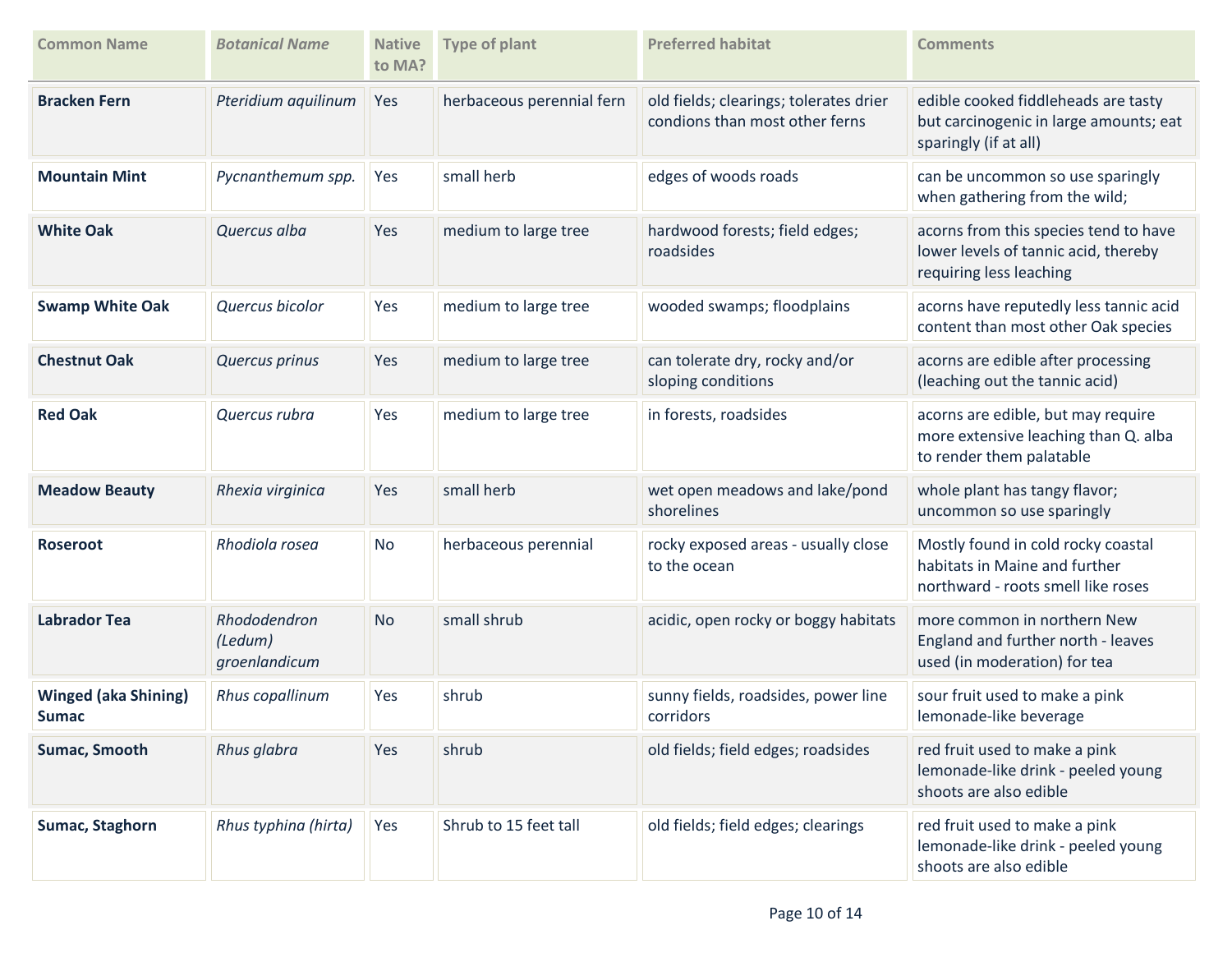| Common Name | *Botanical Name* | Native to MA? | Type of plant | Preferred habitat | Comments |
|---|---|---|---|---|---|
| **Bracken Fern** | *Pteridium aquilinum* | Yes | herbaceous perennial fern | old fields; clearings; tolerates drier condions than most other ferns | edible cooked fiddleheads are tasty but carcinogenic in large amounts; eat sparingly (if at all) |
| **Mountain Mint** | *Pycnanthemum spp.* | Yes | small herb | edges of woods roads | can be uncommon so use sparingly when gathering from the wild; |
| **White Oak** | *Quercus alba* | Yes | medium to large tree | hardwood forests; field edges; roadsides | acorns from this species tend to have lower levels of tannic acid, thereby requiring less leaching |
| **Swamp White Oak** | *Quercus bicolor* | Yes | medium to large tree | wooded swamps; floodplains | acorns have reputedly less tannic acid content than most other Oak species |
| **Chestnut Oak** | *Quercus prinus* | Yes | medium to large tree | can tolerate dry, rocky and/or sloping conditions | acorns are edible after processing (leaching out the tannic acid) |
| **Red Oak** | *Quercus rubra* | Yes | medium to large tree | in forests, roadsides | acorns are edible, but may require more extensive leaching than Q. alba to render them palatable |
| **Meadow Beauty** | *Rhexia virginica* | Yes | small herb | wet open meadows and lake/pond shorelines | whole plant has tangy flavor; uncommon so use sparingly |
| **Roseroot** | *Rhodiola rosea* | No | herbaceous perennial | rocky exposed areas - usually close to the ocean | Mostly found in cold rocky coastal habitats in Maine and further northward - roots smell like roses |
| **Labrador Tea** | *Rhododendron (Ledum) groenlandicum* | No | small shrub | acidic, open rocky or boggy habitats | more common in northern New England and further north - leaves used (in moderation) for tea |
| **Winged (aka Shining) Sumac** | *Rhus copallinum* | Yes | shrub | sunny fields, roadsides, power line corridors | sour fruit used to make a pink lemonade-like beverage |
| **Sumac, Smooth** | *Rhus glabra* | Yes | shrub | old fields; field edges; roadsides | red fruit used to make a pink lemonade-like drink - peeled young shoots are also edible |
| **Sumac, Staghorn** | *Rhus typhina (hirta)* | Yes | Shrub to 15 feet tall | old fields; field edges; clearings | red fruit used to make a pink lemonade-like drink - peeled young shoots are also edible |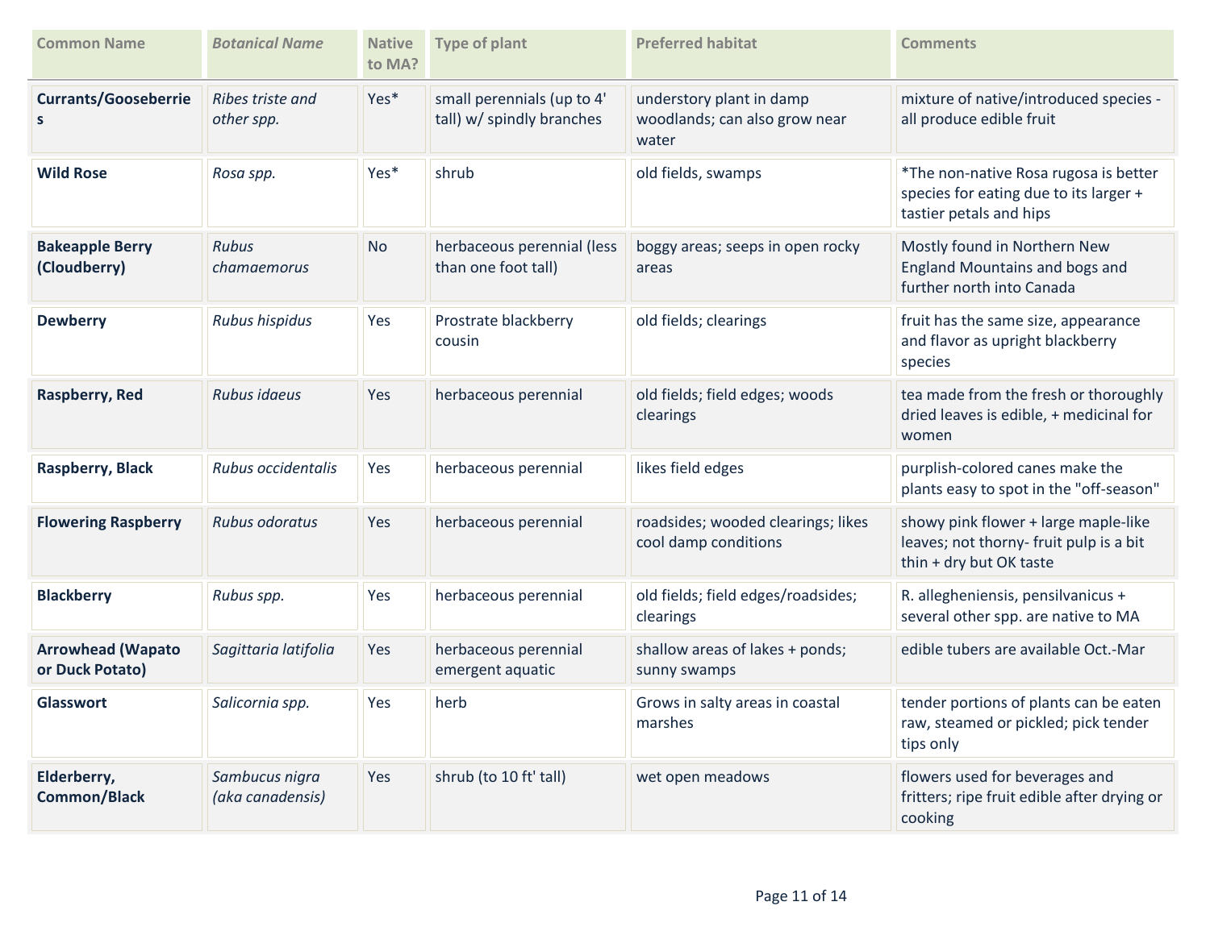| Common Name | *Botanical Name* | Native to MA? | Type of plant | Preferred habitat | Comments |
|---|---|---|---|---|---|
| **Currants/Gooseberries** | *Ribes triste and other spp.* | Yes* | small perennials (up to 4' tall) w/ spindly branches | understory plant in damp woodlands; can also grow near water | mixture of native/introduced species - all produce edible fruit |
| **Wild Rose** | *Rosa spp.* | Yes* | shrub | old fields, swamps | *The non-native Rosa rugosa is better species for eating due to its larger + tastier petals and hips |
| **Bakeapple Berry (Cloudberry)** | *Rubus chamaemorus* | No | herbaceous perennial (less than one foot tall) | boggy areas; seeps in open rocky areas | Mostly found in Northern New England Mountains and bogs and further north into Canada |
| **Dewberry** | *Rubus hispidus* | Yes | Prostrate blackberry cousin | old fields; clearings | fruit has the same size, appearance and flavor as upright blackberry species |
| **Raspberry, Red** | *Rubus idaeus* | Yes | herbaceous perennial | old fields; field edges; woods clearings | tea made from the fresh or thoroughly dried leaves is edible, + medicinal for women |
| **Raspberry, Black** | *Rubus occidentalis* | Yes | herbaceous perennial | likes field edges | purplish-colored canes make the plants easy to spot in the "off-season" |
| **Flowering Raspberry** | *Rubus odoratus* | Yes | herbaceous perennial | roadsides; wooded clearings; likes cool damp conditions | showy pink flower + large maple-like leaves; not thorny- fruit pulp is a bit thin + dry but OK taste |
| **Blackberry** | *Rubus spp.* | Yes | herbaceous perennial | old fields; field edges/roadsides; clearings | R. allegheniensis, pensilvanicus + several other spp. are native to MA |
| **Arrowhead (Wapato or Duck Potato)** | *Sagittaria latifolia* | Yes | herbaceous perennial emergent aquatic | shallow areas of lakes + ponds; sunny swamps | edible tubers are available Oct.-Mar |
| **Glasswort** | *Salicornia spp.* | Yes | herb | Grows in salty areas in coastal marshes | tender portions of plants can be eaten raw, steamed or pickled; pick tender tips only |
| **Elderberry, Common/Black** | *Sambucus nigra (aka canadensis)* | Yes | shrub (to 10 ft' tall) | wet open meadows | flowers used for beverages and fritters; ripe fruit edible after drying or cooking |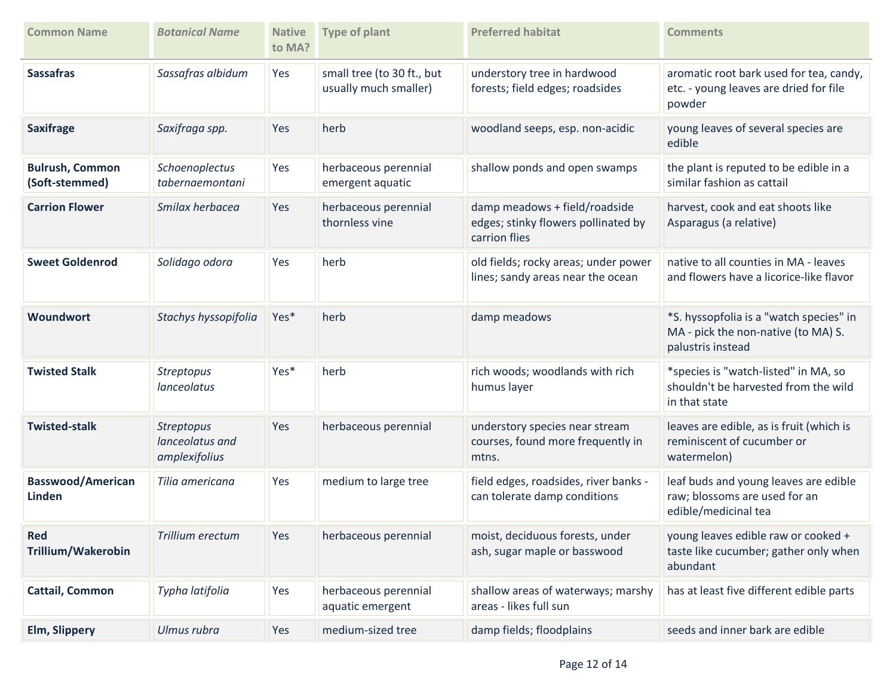| Common Name | *Botanical Name* | Native to MA? | Type of plant | Preferred habitat | Comments |
|---|---|---|---|---|---|
| **Sassafras** | *Sassafras albidum* | Yes | small tree (to 30 ft., but usually much smaller) | understory tree in hardwood forests; field edges; roadsides | aromatic root bark used for tea, candy, etc. - young leaves are dried for file powder |
| **Saxifrage** | *Saxifraga spp.* | Yes | herb | woodland seeps, esp. non-acidic | young leaves of several species are edible |
| **Bulrush, Common (Soft-stemmed)** | *Schoenoplectus tabernaemontani* | Yes | herbaceous perennial emergent aquatic | shallow ponds and open swamps | the plant is reputed to be edible in a similar fashion as cattail |
| **Carrion Flower** | *Smilax herbacea* | Yes | herbaceous perennial thornless vine | damp meadows + field/roadside edges; stinky flowers pollinated by carrion flies | harvest, cook and eat shoots like Asparagus (a relative) |
| **Sweet Goldenrod** | *Solidago odora* | Yes | herb | old fields; rocky areas; under power lines; sandy areas near the ocean | native to all counties in MA - leaves and flowers have a licorice-like flavor |
| **Woundwort** | *Stachys hyssopifolia* | Yes* | herb | damp meadows | *S. hyssopfolia is a "watch species" in MA - pick the non-native (to MA) S. palustris instead |
| **Twisted Stalk** | *Streptopus lanceolatus* | Yes* | herb | rich woods; woodlands with rich humus layer | *species is "watch-listed" in MA, so shouldn't be harvested from the wild in that state |
| **Twisted-stalk** | *Streptopus lanceolatus and amplexifolius* | Yes | herbaceous perennial | understory species near stream courses, found more frequently in mtns. | leaves are edible, as is fruit (which is reminiscent of cucumber or watermelon) |
| **Basswood/American Linden** | *Tilia americana* | Yes | medium to large tree | field edges, roadsides, river banks - can tolerate damp conditions | leaf buds and young leaves are edible raw; blossoms are used for an edible/medicinal tea |
| **Red Trillium/Wakerobin** | *Trillium erectum* | Yes | herbaceous perennial | moist, deciduous forests, under ash, sugar maple or basswood | young leaves edible raw or cooked + taste like cucumber; gather only when abundant |
| **Cattail, Common** | *Typha latifolia* | Yes | herbaceous perennial aquatic emergent | shallow areas of waterways; marshy areas - likes full sun | has at least five different edible parts |
| **Elm, Slippery** | *Ulmus rubra* | Yes | medium-sized tree | damp fields; floodplains | seeds and inner bark are edible |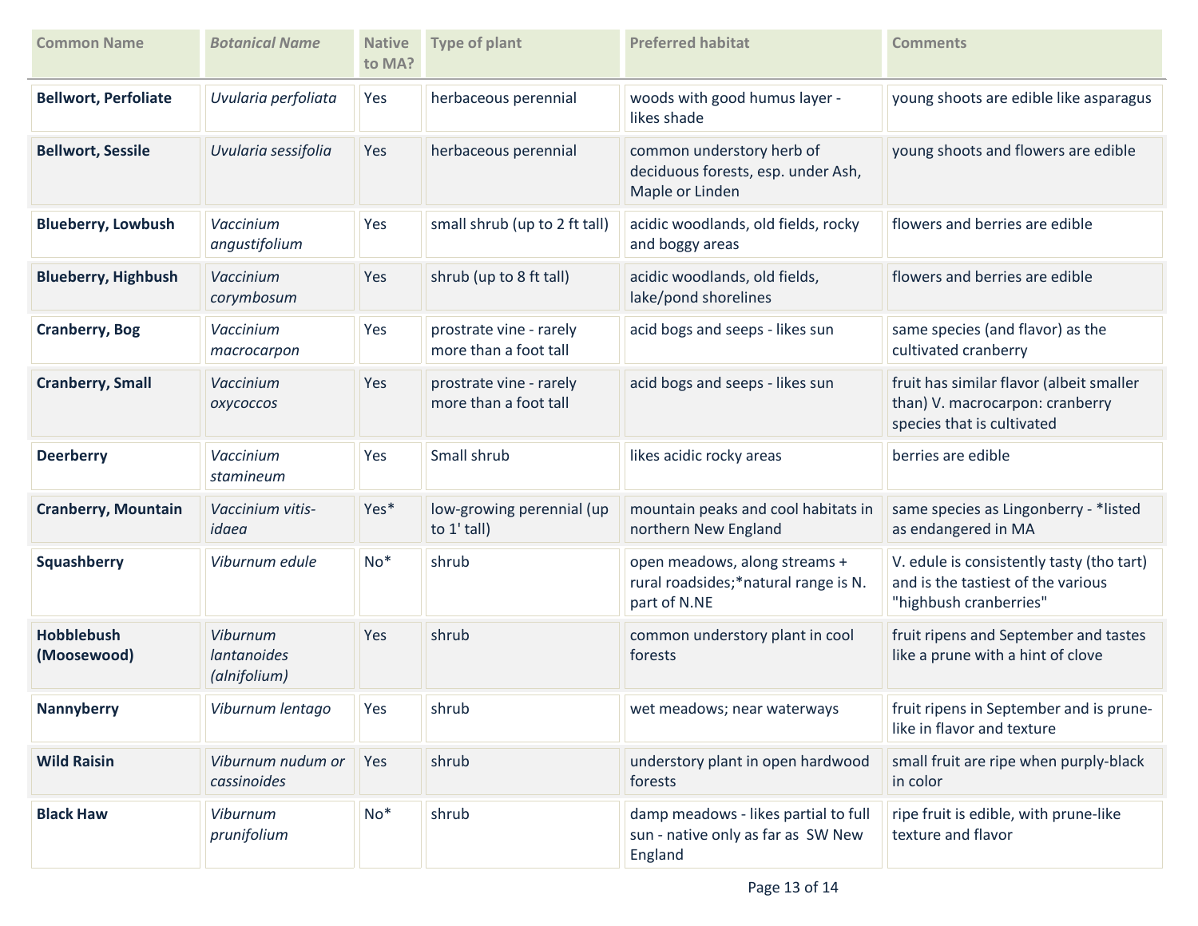| Common Name | *Botanical Name* | Native to MA? | Type of plant | Preferred habitat | Comments |
|---|---|---|---|---|---|
| **Bellwort, Perfoliate** | *Uvularia perfoliata* | Yes | herbaceous perennial | woods with good humus layer - likes shade | young shoots are edible like asparagus |
| **Bellwort, Sessile** | *Uvularia sessifolia* | Yes | herbaceous perennial | common understory herb of deciduous forests, esp. under Ash, Maple or Linden | young shoots and flowers are edible |
| **Blueberry, Lowbush** | *Vaccinium angustifolium* | Yes | small shrub (up to 2 ft tall) | acidic woodlands, old fields, rocky and boggy areas | flowers and berries are edible |
| **Blueberry, Highbush** | *Vaccinium corymbosum* | Yes | shrub (up to 8 ft tall) | acidic woodlands, old fields, lake/pond shorelines | flowers and berries are edible |
| **Cranberry, Bog** | *Vaccinium macrocarpon* | Yes | prostrate vine - rarely more than a foot tall | acid bogs and seeps - likes sun | same species (and flavor) as the cultivated cranberry |
| **Cranberry, Small** | *Vaccinium oxycoccos* | Yes | prostrate vine - rarely more than a foot tall | acid bogs and seeps - likes sun | fruit has similar flavor (albeit smaller than) V. macrocarpon: cranberry species that is cultivated |
| **Deerberry** | *Vaccinium stamineum* | Yes | Small shrub | likes acidic rocky areas | berries are edible |
| **Cranberry, Mountain** | *Vaccinium vitis-idaea* | Yes* | low-growing perennial (up to 1' tall) | mountain peaks and cool habitats in northern New England | same species as Lingonberry - *listed as endangered in MA |
| **Squashberry** | *Viburnum edule* | No* | shrub | open meadows, along streams + rural roadsides;*natural range is N. part of N.NE | V. edule is consistently tasty (tho tart) and is the tastiest of the various "highbush cranberries" |
| **Hobblebush (Moosewood)** | *Viburnum lantanoides (alnifolium)* | Yes | shrub | common understory plant in cool forests | fruit ripens and September and tastes like a prune with a hint of clove |
| **Nannyberry** | *Viburnum lentago* | Yes | shrub | wet meadows; near waterways | fruit ripens in September and is prune-like in flavor and texture |
| **Wild Raisin** | *Viburnum nudum or cassinoides* | Yes | shrub | understory plant in open hardwood forests | small fruit are ripe when purply-black in color |
| **Black Haw** | *Viburnum prunifolium* | No* | shrub | damp meadows - likes partial to full sun - native only as far as SW New England | ripe fruit is edible, with prune-like texture and flavor |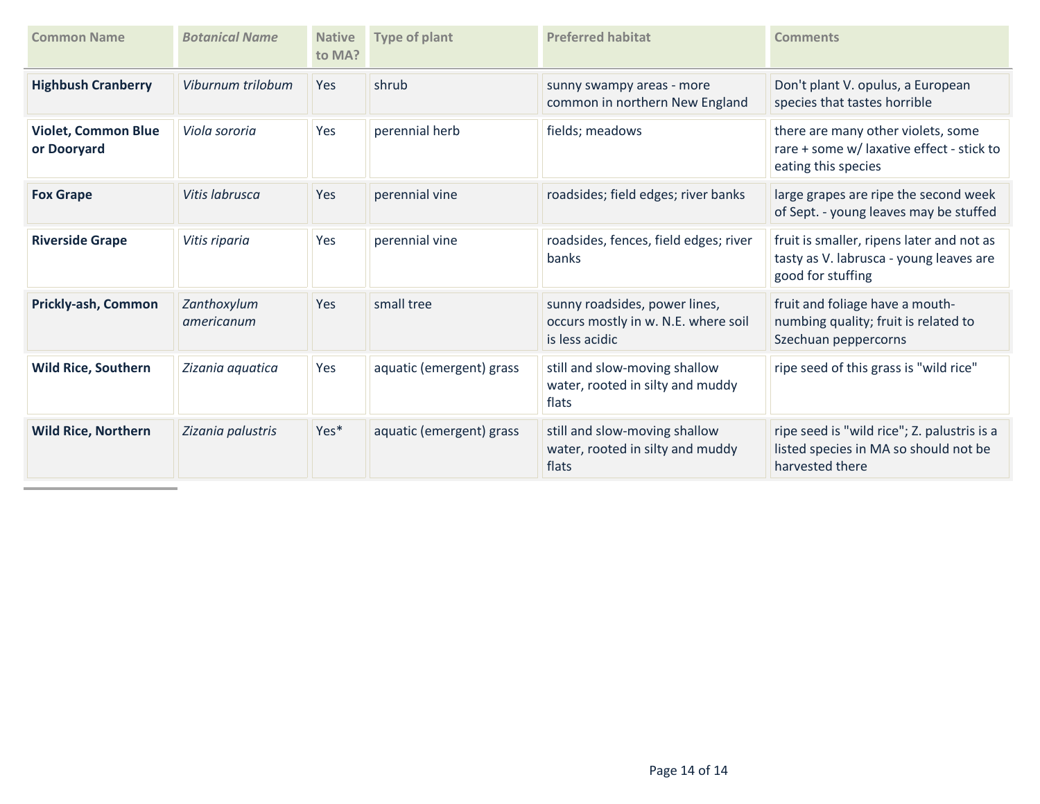| Common Name | *Botanical Name* | Native to MA? | Type of plant | Preferred habitat | Comments |
|---|---|---|---|---|---|
| **Highbush Cranberry** | *Viburnum trilobum* | Yes | shrub | sunny swampy areas - more common in northern New England | Don't plant V. opulus, a European species that tastes horrible |
| **Violet, Common Blue or Dooryard** | *Viola sororia* | Yes | perennial herb | fields; meadows | there are many other violets, some rare + some w/ laxative effect - stick to eating this species |
| **Fox Grape** | *Vitis labrusca* | Yes | perennial vine | roadsides; field edges; river banks | large grapes are ripe the second week of Sept. - young leaves may be stuffed |
| **Riverside Grape** | *Vitis riparia* | Yes | perennial vine | roadsides, fences, field edges; river banks | fruit is smaller, ripens later and not as tasty as V. labrusca - young leaves are good for stuffing |
| **Prickly-ash, Common** | *Zanthoxylum americanum* | Yes | small tree | sunny roadsides, power lines, occurs mostly in w. N.E. where soil is less acidic | fruit and foliage have a mouth-numbing quality; fruit is related to Szechuan peppercorns |
| **Wild Rice, Southern** | *Zizania aquatica* | Yes | aquatic (emergent) grass | still and slow-moving shallow water, rooted in silty and muddy flats | ripe seed of this grass is "wild rice" |
| **Wild Rice, Northern** | *Zizania palustris* | Yes* | aquatic (emergent) grass | still and slow-moving shallow water, rooted in silty and muddy flats | ripe seed is "wild rice"; Z. palustris is a listed species in MA so should not be harvested there |